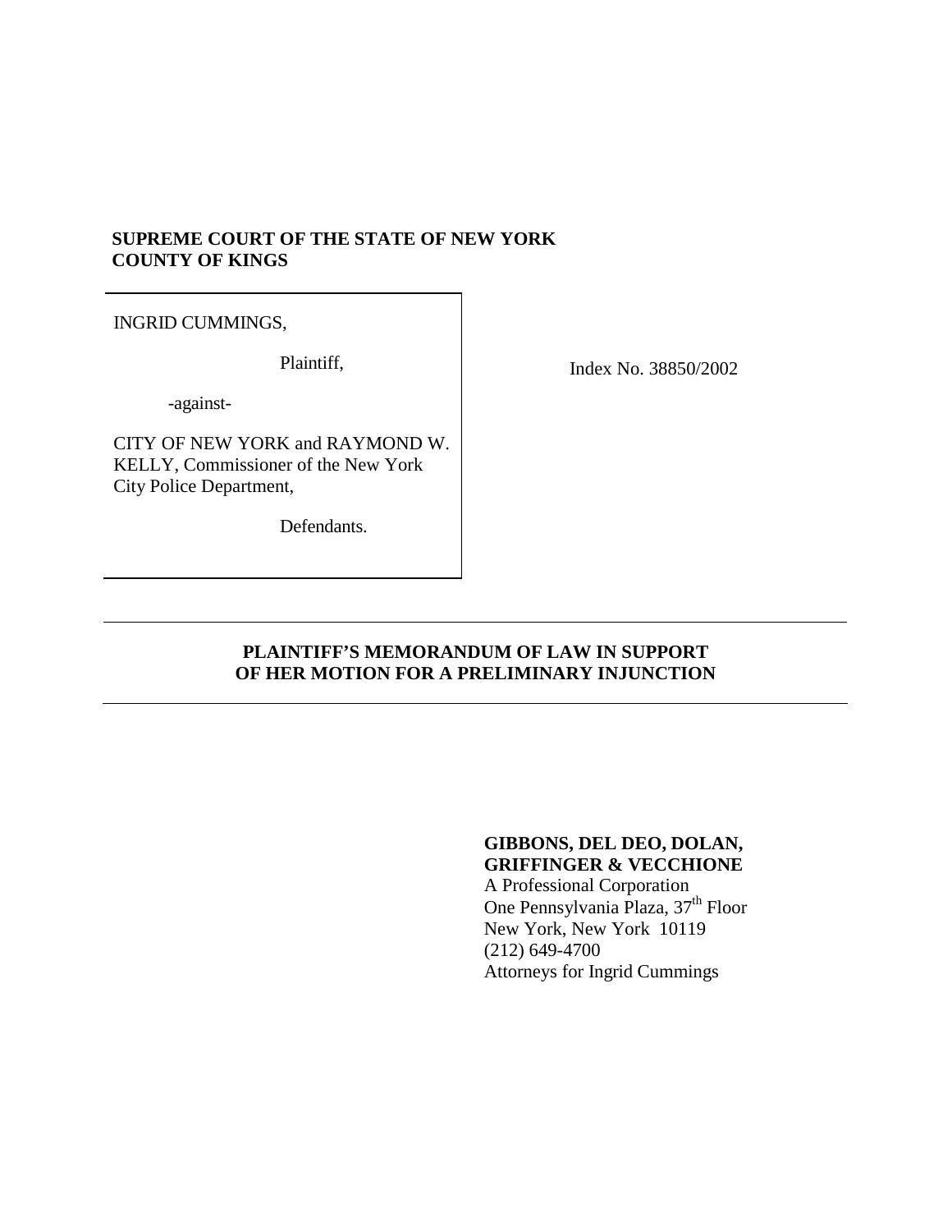**SUPREME COURT OF THE STATE OF NEW YORK**
**COUNTY OF KINGS**

INGRID CUMMINGS,

Plaintiff,

-against-

CITY OF NEW YORK and RAYMOND W. KELLY, Commissioner of the New York City Police Department,

Defendants.

Index No. 38850/2002

# PLAINTIFF'S MEMORANDUM OF LAW IN SUPPORT OF HER MOTION FOR A PRELIMINARY INJUNCTION

**GIBBONS, DEL DEO, DOLAN, GRIFFINGER & VECCHIONE**
A Professional Corporation
One Pennsylvania Plaza, 37th Floor
New York, New York 10119
(212) 649-4700
Attorneys for Ingrid Cummings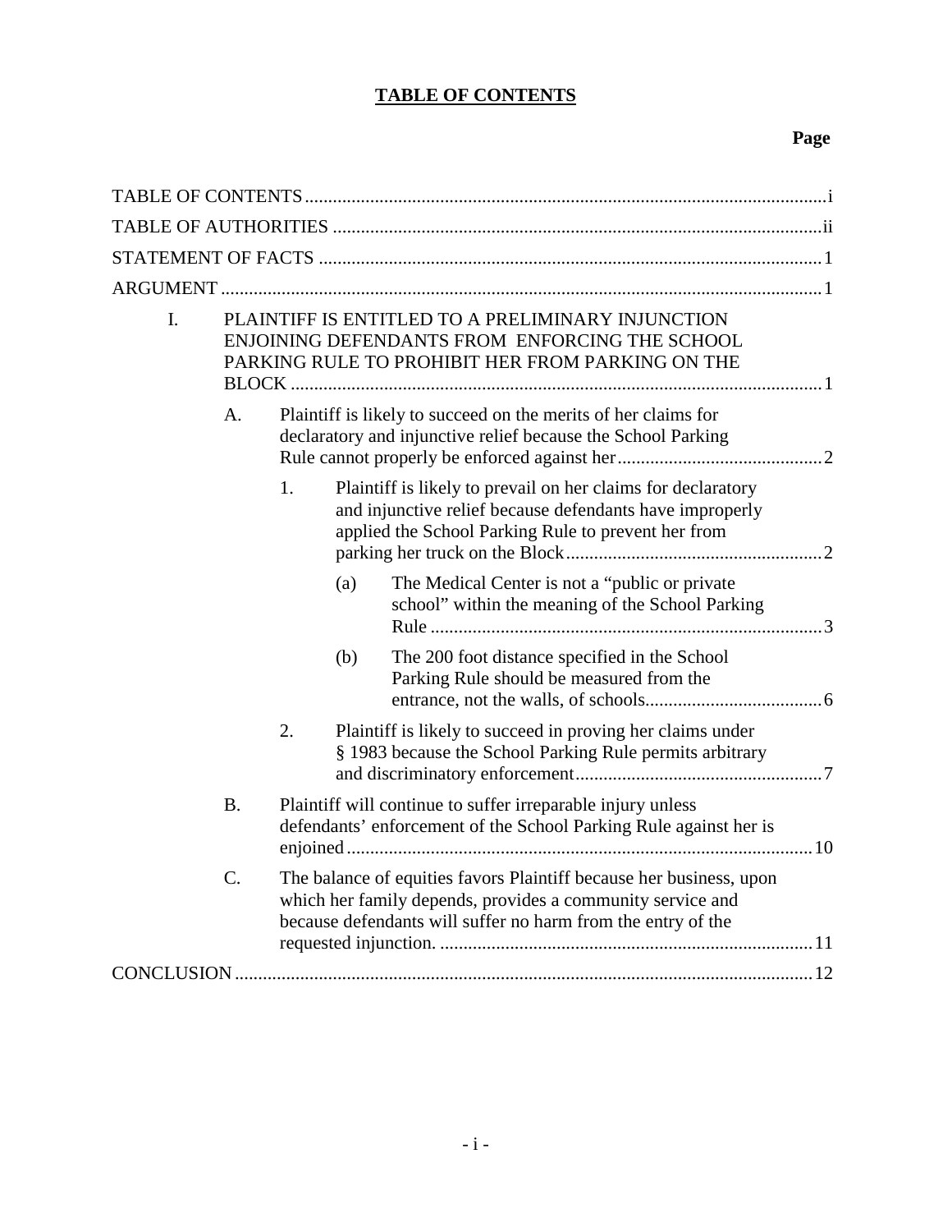# TABLE OF CONTENTS

**Page**

TABLE OF CONTENTS ..... i

TABLE OF AUTHORITIES ..... ii

STATEMENT OF FACTS ..... 1

ARGUMENT ..... 1

- I. PLAINTIFF IS ENTITLED TO A PRELIMINARY INJUNCTION ENJOINING DEFENDANTS FROM ENFORCING THE SCHOOL PARKING RULE TO PROHIBIT HER FROM PARKING ON THE BLOCK ..... 1
  - A. Plaintiff is likely to succeed on the merits of her claims for declaratory and injunctive relief because the School Parking Rule cannot properly be enforced against her ..... 2
    - 1. Plaintiff is likely to prevail on her claims for declaratory and injunctive relief because defendants have improperly applied the School Parking Rule to prevent her from parking her truck on the Block ..... 2
      - (a) The Medical Center is not a "public or private school" within the meaning of the School Parking Rule ..... 3
      - (b) The 200 foot distance specified in the School Parking Rule should be measured from the entrance, not the walls, of schools ..... 6
    - 2. Plaintiff is likely to succeed in proving her claims under § 1983 because the School Parking Rule permits arbitrary and discriminatory enforcement ..... 7
  - B. Plaintiff will continue to suffer irreparable injury unless defendants' enforcement of the School Parking Rule against her is enjoined ..... 10
  - C. The balance of equities favors Plaintiff because her business, upon which her family depends, provides a community service and because defendants will suffer no harm from the entry of the requested injunction. ..... 11

CONCLUSION ..... 12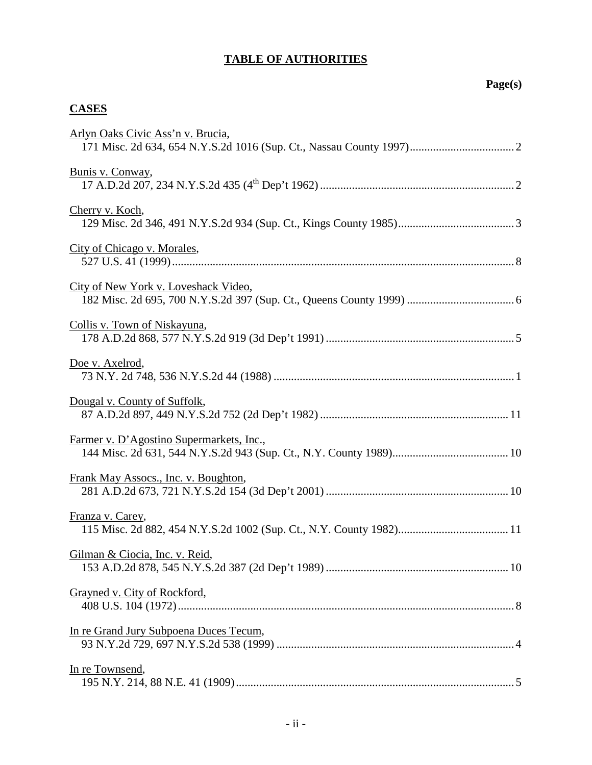# TABLE OF AUTHORITIES

**Page(s)**

## CASES

Arlyn Oaks Civic Ass'n v. Brucia,
171 Misc. 2d 634, 654 N.Y.S.2d 1016 (Sup. Ct., Nassau County 1997) .................................... 2

Bunis v. Conway,
17 A.D.2d 207, 234 N.Y.S.2d 435 (4th Dep't 1962) .................................................................. 2

Cherry v. Koch,
129 Misc. 2d 346, 491 N.Y.S.2d 934 (Sup. Ct., Kings County 1985) ........................................ 3

City of Chicago v. Morales,
527 U.S. 41 (1999) ...................................................................................................................... 8

City of New York v. Loveshack Video,
182 Misc. 2d 695, 700 N.Y.S.2d 397 (Sup. Ct., Queens County 1999) ..................................... 6

Collis v. Town of Niskayuna,
178 A.D.2d 868, 577 N.Y.S.2d 919 (3d Dep't 1991) ................................................................. 5

Doe v. Axelrod,
73 N.Y. 2d 748, 536 N.Y.S.2d 44 (1988) .................................................................................. 1

Dougal v. County of Suffolk,
87 A.D.2d 897, 449 N.Y.S.2d 752 (2d Dep't 1982) ................................................................ 11

Farmer v. D'Agostino Supermarkets, Inc.,
144 Misc. 2d 631, 544 N.Y.S.2d 943 (Sup. Ct., N.Y. County 1989) ........................................ 10

Frank May Assocs., Inc. v. Boughton,
281 A.D.2d 673, 721 N.Y.S.2d 154 (3d Dep't 2001) .............................................................. 10

Franza v. Carey,
115 Misc. 2d 882, 454 N.Y.S.2d 1002 (Sup. Ct., N.Y. County 1982) ...................................... 11

Gilman & Ciocia, Inc. v. Reid,
153 A.D.2d 878, 545 N.Y.S.2d 387 (2d Dep't 1989) .............................................................. 10

Grayned v. City of Rockford,
408 U.S. 104 (1972) .................................................................................................................... 8

In re Grand Jury Subpoena Duces Tecum,
93 N.Y.2d 729, 697 N.Y.S.2d 538 (1999) ................................................................................. 4

In re Townsend,
195 N.Y. 214, 88 N.E. 41 (1909) ................................................................................................ 5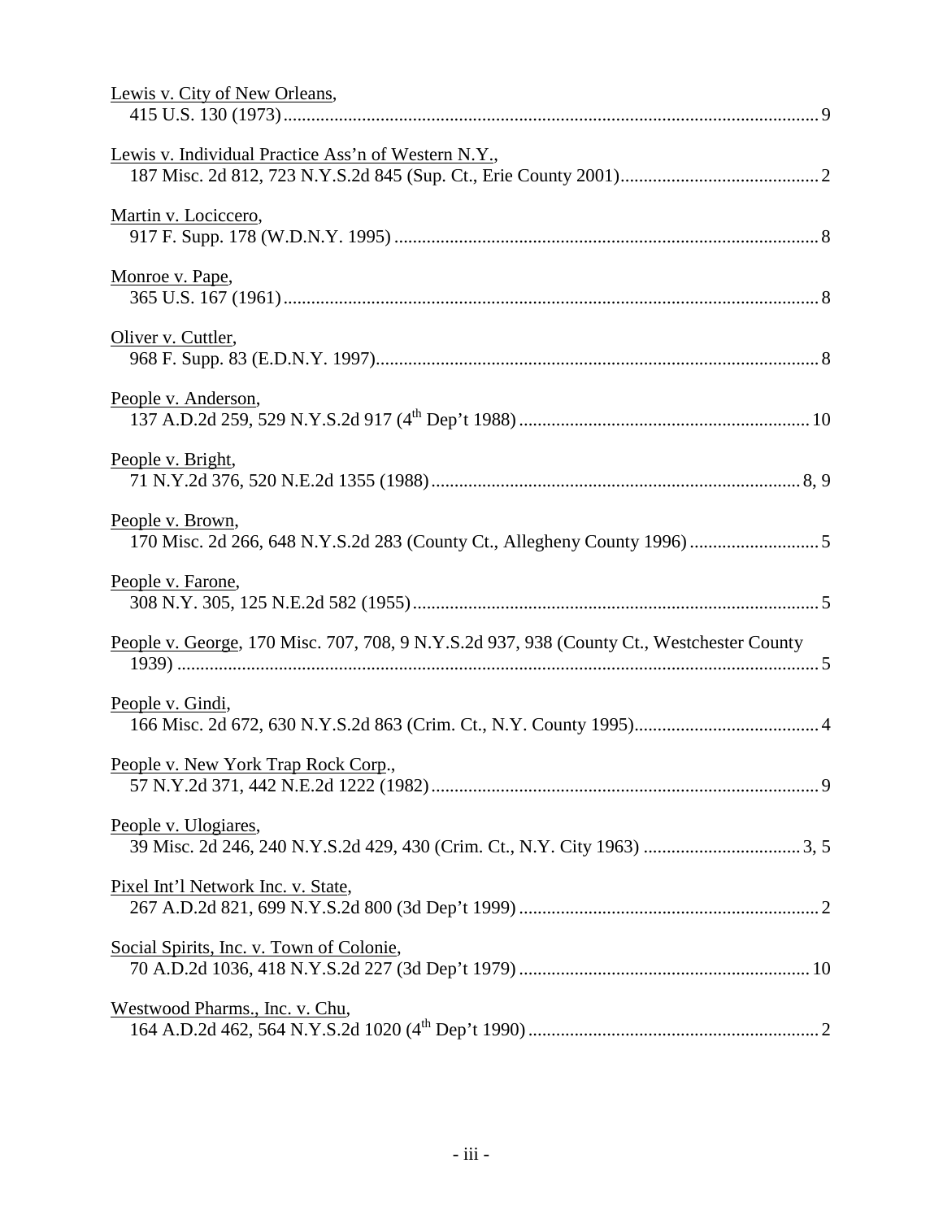Lewis v. City of New Orleans,
415 U.S. 130 (1973) ........................................................................................................ 9

Lewis v. Individual Practice Ass'n of Western N.Y.,
187 Misc. 2d 812, 723 N.Y.S.2d 845 (Sup. Ct., Erie County 2001) ........................................... 2

Martin v. Lociccero,
917 F. Supp. 178 (W.D.N.Y. 1995) ........................................................................................ 8

Monroe v. Pape,
365 U.S. 167 (1961) ........................................................................................................ 8

Oliver v. Cuttler,
968 F. Supp. 83 (E.D.N.Y. 1997) ........................................................................................ 8

People v. Anderson,
137 A.D.2d 259, 529 N.Y.S.2d 917 (4th Dep't 1988) ............................................................... 10

People v. Bright,
71 N.Y.2d 376, 520 N.E.2d 1355 (1988) ................................................................................ 8, 9

People v. Brown,
170 Misc. 2d 266, 648 N.Y.S.2d 283 (County Ct., Allegheny County 1996) ............................ 5

People v. Farone,
308 N.Y. 305, 125 N.E.2d 582 (1955) .................................................................................. 5

People v. George, 170 Misc. 707, 708, 9 N.Y.S.2d 937, 938 (County Ct., Westchester County 1939) ........................................................................................................ 5

People v. Gindi,
166 Misc. 2d 672, 630 N.Y.S.2d 863 (Crim. Ct., N.Y. County 1995) ....................................... 4

People v. New York Trap Rock Corp.,
57 N.Y.2d 371, 442 N.E.2d 1222 (1982) ................................................................................ 9

People v. Ulogiares,
39 Misc. 2d 246, 240 N.Y.S.2d 429, 430 (Crim. Ct., N.Y. City 1963) .................................. 3, 5

Pixel Int'l Network Inc. v. State,
267 A.D.2d 821, 699 N.Y.S.2d 800 (3d Dep't 1999) ................................................................ 2

Social Spirits, Inc. v. Town of Colonie,
70 A.D.2d 1036, 418 N.Y.S.2d 227 (3d Dep't 1979) ............................................................... 10

Westwood Pharms., Inc. v. Chu,
164 A.D.2d 462, 564 N.Y.S.2d 1020 (4th Dep't 1990) ............................................................... 2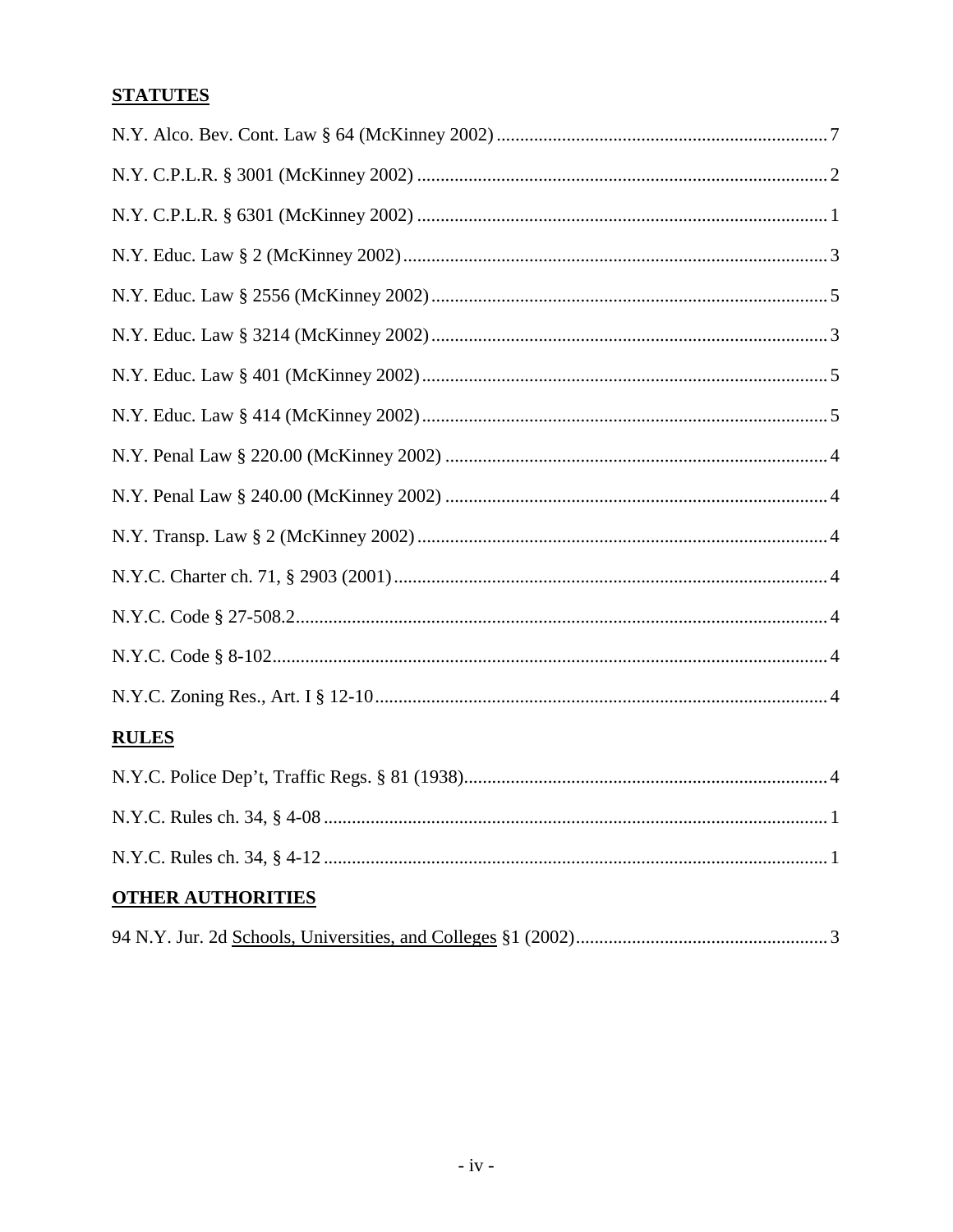## STATUTES

N.Y. Alco. Bev. Cont. Law § 64 (McKinney 2002) ....... 7

N.Y. C.P.L.R. § 3001 (McKinney 2002) ....... 2

N.Y. C.P.L.R. § 6301 (McKinney 2002) ....... 1

N.Y. Educ. Law § 2 (McKinney 2002) ....... 3

N.Y. Educ. Law § 2556 (McKinney 2002) ....... 5

N.Y. Educ. Law § 3214 (McKinney 2002) ....... 3

N.Y. Educ. Law § 401 (McKinney 2002) ....... 5

N.Y. Educ. Law § 414 (McKinney 2002) ....... 5

N.Y. Penal Law § 220.00 (McKinney 2002) ....... 4

N.Y. Penal Law § 240.00 (McKinney 2002) ....... 4

N.Y. Transp. Law § 2 (McKinney 2002) ....... 4

N.Y.C. Charter ch. 71, § 2903 (2001) ....... 4

N.Y.C. Code § 27-508.2 ....... 4

N.Y.C. Code § 8-102 ....... 4

N.Y.C. Zoning Res., Art. I § 12-10 ....... 4

## RULES

N.Y.C. Police Dep't, Traffic Regs. § 81 (1938) ....... 4

N.Y.C. Rules ch. 34, § 4-08 ....... 1

N.Y.C. Rules ch. 34, § 4-12 ....... 1

## OTHER AUTHORITIES

94 N.Y. Jur. 2d Schools, Universities, and Colleges §1 (2002) ....... 3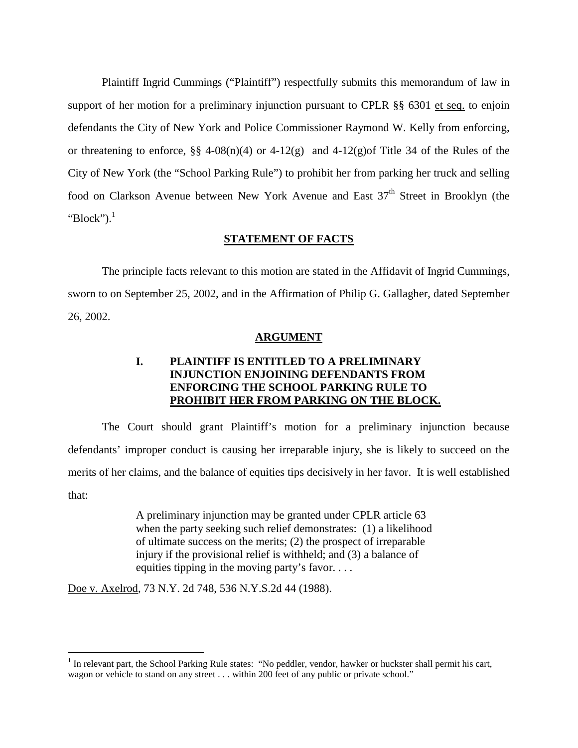Plaintiff Ingrid Cummings ("Plaintiff") respectfully submits this memorandum of law in support of her motion for a preliminary injunction pursuant to CPLR §§ 6301 et seq. to enjoin defendants the City of New York and Police Commissioner Raymond W. Kelly from enforcing, or threatening to enforce, §§ 4-08(n)(4) or 4-12(g) and 4-12(g)of Title 34 of the Rules of the City of New York (the "School Parking Rule") to prohibit her from parking her truck and selling food on Clarkson Avenue between New York Avenue and East 37th Street in Brooklyn (the "Block").[1]

## STATEMENT OF FACTS

The principle facts relevant to this motion are stated in the Affidavit of Ingrid Cummings, sworn to on September 25, 2002, and in the Affirmation of Philip G. Gallagher, dated September 26, 2002.

## ARGUMENT

### I. PLAINTIFF IS ENTITLED TO A PRELIMINARY INJUNCTION ENJOINING DEFENDANTS FROM ENFORCING THE SCHOOL PARKING RULE TO PROHIBIT HER FROM PARKING ON THE BLOCK.

The Court should grant Plaintiff's motion for a preliminary injunction because defendants' improper conduct is causing her irreparable injury, she is likely to succeed on the merits of her claims, and the balance of equities tips decisively in her favor. It is well established that:

> A preliminary injunction may be granted under CPLR article 63 when the party seeking such relief demonstrates: (1) a likelihood of ultimate success on the merits; (2) the prospect of irreparable injury if the provisional relief is withheld; and (3) a balance of equities tipping in the moving party's favor. . . .

Doe v. Axelrod, 73 N.Y. 2d 748, 536 N.Y.S.2d 44 (1988).

[1] In relevant part, the School Parking Rule states: "No peddler, vendor, hawker or huckster shall permit his cart, wagon or vehicle to stand on any street . . . within 200 feet of any public or private school."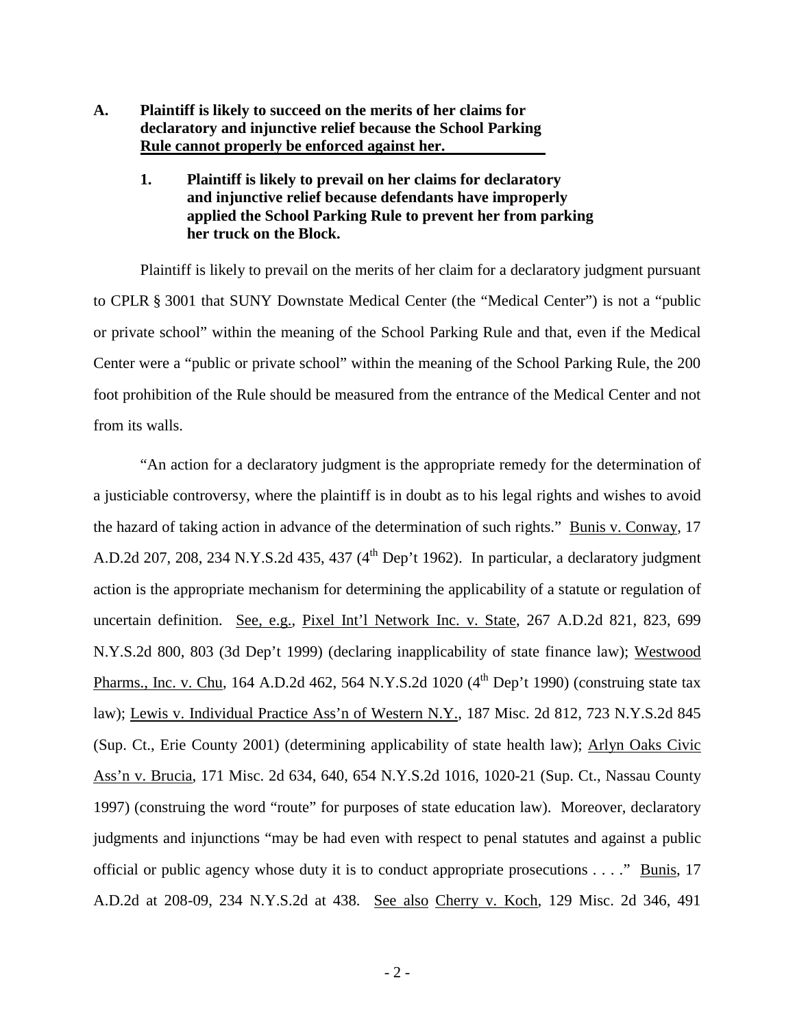**A. Plaintiff is likely to succeed on the merits of her claims for declaratory and injunctive relief because the School Parking Rule cannot properly be enforced against her.**

**1. Plaintiff is likely to prevail on her claims for declaratory and injunctive relief because defendants have improperly applied the School Parking Rule to prevent her from parking her truck on the Block.**

Plaintiff is likely to prevail on the merits of her claim for a declaratory judgment pursuant to CPLR § 3001 that SUNY Downstate Medical Center (the "Medical Center") is not a "public or private school" within the meaning of the School Parking Rule and that, even if the Medical Center were a "public or private school" within the meaning of the School Parking Rule, the 200 foot prohibition of the Rule should be measured from the entrance of the Medical Center and not from its walls.

"An action for a declaratory judgment is the appropriate remedy for the determination of a justiciable controversy, where the plaintiff is in doubt as to his legal rights and wishes to avoid the hazard of taking action in advance of the determination of such rights." Bunis v. Conway, 17 A.D.2d 207, 208, 234 N.Y.S.2d 435, 437 (4th Dep't 1962). In particular, a declaratory judgment action is the appropriate mechanism for determining the applicability of a statute or regulation of uncertain definition. See, e.g., Pixel Int'l Network Inc. v. State, 267 A.D.2d 821, 823, 699 N.Y.S.2d 800, 803 (3d Dep't 1999) (declaring inapplicability of state finance law); Westwood Pharms., Inc. v. Chu, 164 A.D.2d 462, 564 N.Y.S.2d 1020 (4th Dep't 1990) (construing state tax law); Lewis v. Individual Practice Ass'n of Western N.Y., 187 Misc. 2d 812, 723 N.Y.S.2d 845 (Sup. Ct., Erie County 2001) (determining applicability of state health law); Arlyn Oaks Civic Ass'n v. Brucia, 171 Misc. 2d 634, 640, 654 N.Y.S.2d 1016, 1020-21 (Sup. Ct., Nassau County 1997) (construing the word "route" for purposes of state education law). Moreover, declaratory judgments and injunctions "may be had even with respect to penal statutes and against a public official or public agency whose duty it is to conduct appropriate prosecutions . . . ." Bunis, 17 A.D.2d at 208-09, 234 N.Y.S.2d at 438. See also Cherry v. Koch, 129 Misc. 2d 346, 491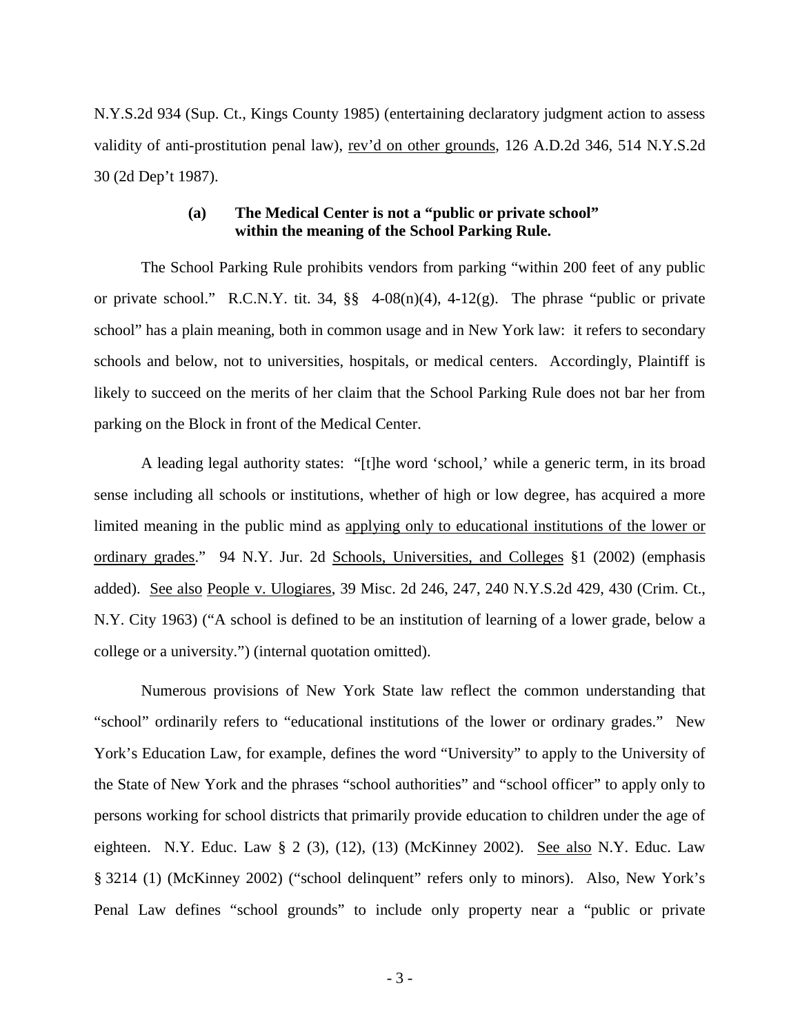N.Y.S.2d 934 (Sup. Ct., Kings County 1985) (entertaining declaratory judgment action to assess validity of anti-prostitution penal law), rev'd on other grounds, 126 A.D.2d 346, 514 N.Y.S.2d 30 (2d Dep't 1987).

### (a) The Medical Center is not a "public or private school" within the meaning of the School Parking Rule.

The School Parking Rule prohibits vendors from parking "within 200 feet of any public or private school." R.C.N.Y. tit. 34, §§ 4-08(n)(4), 4-12(g). The phrase "public or private school" has a plain meaning, both in common usage and in New York law: it refers to secondary schools and below, not to universities, hospitals, or medical centers. Accordingly, Plaintiff is likely to succeed on the merits of her claim that the School Parking Rule does not bar her from parking on the Block in front of the Medical Center.

A leading legal authority states: "[t]he word 'school,' while a generic term, in its broad sense including all schools or institutions, whether of high or low degree, has acquired a more limited meaning in the public mind as applying only to educational institutions of the lower or ordinary grades." 94 N.Y. Jur. 2d Schools, Universities, and Colleges §1 (2002) (emphasis added). See also People v. Ulogiares, 39 Misc. 2d 246, 247, 240 N.Y.S.2d 429, 430 (Crim. Ct., N.Y. City 1963) ("A school is defined to be an institution of learning of a lower grade, below a college or a university.") (internal quotation omitted).

Numerous provisions of New York State law reflect the common understanding that "school" ordinarily refers to "educational institutions of the lower or ordinary grades." New York's Education Law, for example, defines the word "University" to apply to the University of the State of New York and the phrases "school authorities" and "school officer" to apply only to persons working for school districts that primarily provide education to children under the age of eighteen. N.Y. Educ. Law § 2 (3), (12), (13) (McKinney 2002). See also N.Y. Educ. Law § 3214 (1) (McKinney 2002) ("school delinquent" refers only to minors). Also, New York's Penal Law defines "school grounds" to include only property near a "public or private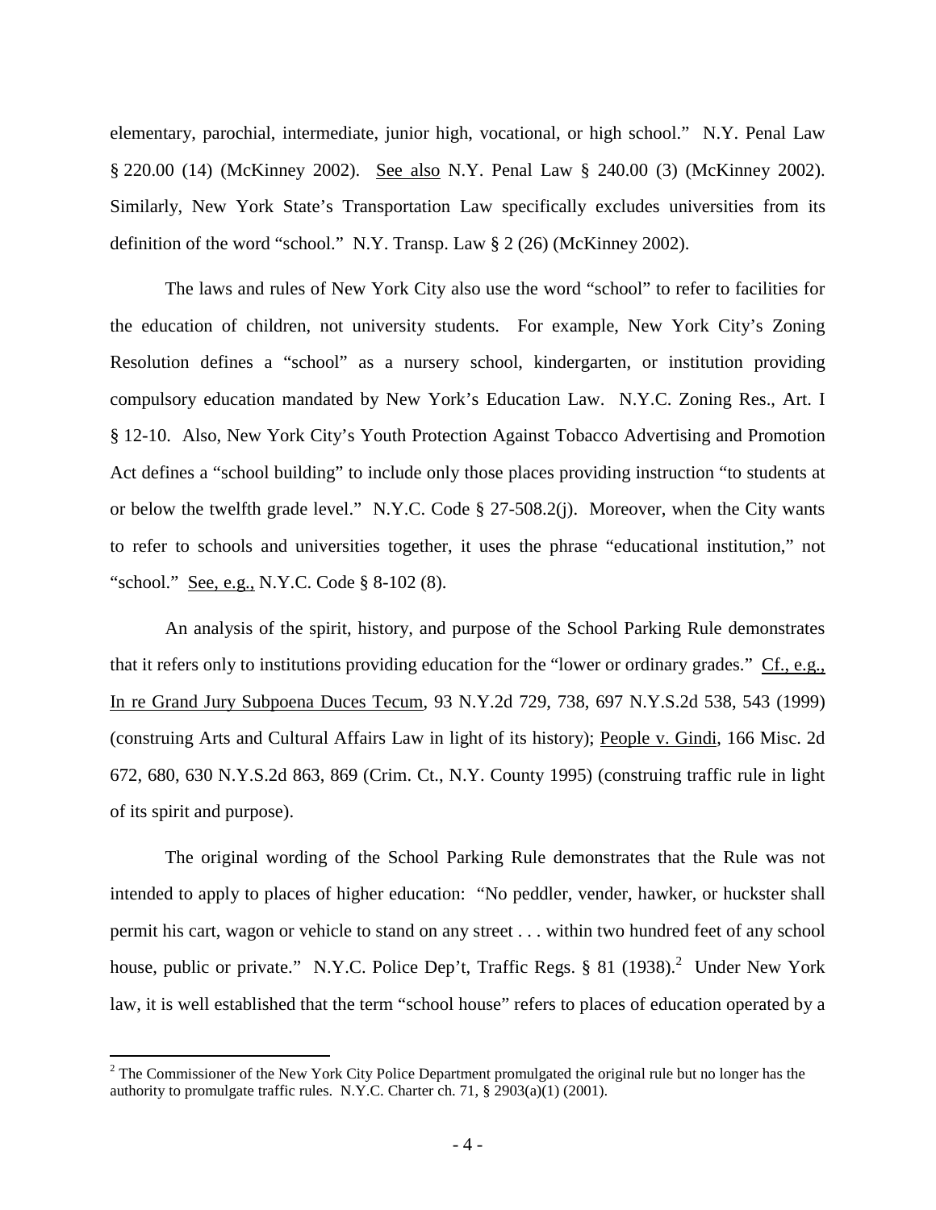elementary, parochial, intermediate, junior high, vocational, or high school." N.Y. Penal Law § 220.00 (14) (McKinney 2002). See also N.Y. Penal Law § 240.00 (3) (McKinney 2002). Similarly, New York State's Transportation Law specifically excludes universities from its definition of the word "school." N.Y. Transp. Law § 2 (26) (McKinney 2002).

The laws and rules of New York City also use the word "school" to refer to facilities for the education of children, not university students. For example, New York City's Zoning Resolution defines a "school" as a nursery school, kindergarten, or institution providing compulsory education mandated by New York's Education Law. N.Y.C. Zoning Res., Art. I § 12-10. Also, New York City's Youth Protection Against Tobacco Advertising and Promotion Act defines a "school building" to include only those places providing instruction "to students at or below the twelfth grade level." N.Y.C. Code § 27-508.2(j). Moreover, when the City wants to refer to schools and universities together, it uses the phrase "educational institution," not "school." See, e.g., N.Y.C. Code § 8-102 (8).

An analysis of the spirit, history, and purpose of the School Parking Rule demonstrates that it refers only to institutions providing education for the "lower or ordinary grades." Cf., e.g., In re Grand Jury Subpoena Duces Tecum, 93 N.Y.2d 729, 738, 697 N.Y.S.2d 538, 543 (1999) (construing Arts and Cultural Affairs Law in light of its history); People v. Gindi, 166 Misc. 2d 672, 680, 630 N.Y.S.2d 863, 869 (Crim. Ct., N.Y. County 1995) (construing traffic rule in light of its spirit and purpose).

The original wording of the School Parking Rule demonstrates that the Rule was not intended to apply to places of higher education: "No peddler, vender, hawker, or huckster shall permit his cart, wagon or vehicle to stand on any street . . . within two hundred feet of any school house, public or private." N.Y.C. Police Dep't, Traffic Regs. § 81 (1938).[2] Under New York law, it is well established that the term "school house" refers to places of education operated by a

[2] The Commissioner of the New York City Police Department promulgated the original rule but no longer has the authority to promulgate traffic rules. N.Y.C. Charter ch. 71, § 2903(a)(1) (2001).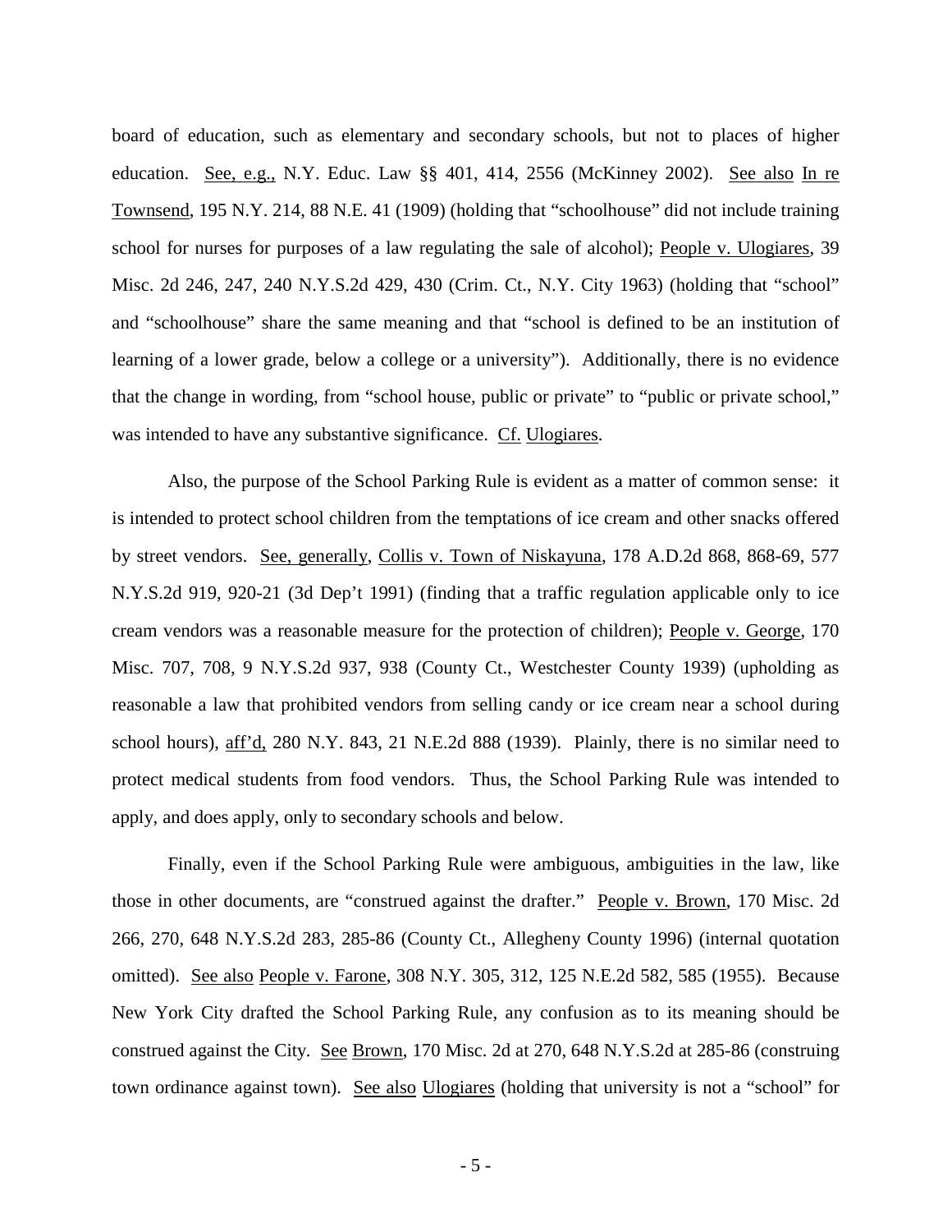board of education, such as elementary and secondary schools, but not to places of higher education. See, e.g., N.Y. Educ. Law §§ 401, 414, 2556 (McKinney 2002). See also In re Townsend, 195 N.Y. 214, 88 N.E. 41 (1909) (holding that "schoolhouse" did not include training school for nurses for purposes of a law regulating the sale of alcohol); People v. Ulogiares, 39 Misc. 2d 246, 247, 240 N.Y.S.2d 429, 430 (Crim. Ct., N.Y. City 1963) (holding that "school" and "schoolhouse" share the same meaning and that "school is defined to be an institution of learning of a lower grade, below a college or a university"). Additionally, there is no evidence that the change in wording, from "school house, public or private" to "public or private school," was intended to have any substantive significance. Cf. Ulogiares.

Also, the purpose of the School Parking Rule is evident as a matter of common sense: it is intended to protect school children from the temptations of ice cream and other snacks offered by street vendors. See, generally, Collis v. Town of Niskayuna, 178 A.D.2d 868, 868-69, 577 N.Y.S.2d 919, 920-21 (3d Dep't 1991) (finding that a traffic regulation applicable only to ice cream vendors was a reasonable measure for the protection of children); People v. George, 170 Misc. 707, 708, 9 N.Y.S.2d 937, 938 (County Ct., Westchester County 1939) (upholding as reasonable a law that prohibited vendors from selling candy or ice cream near a school during school hours), aff'd, 280 N.Y. 843, 21 N.E.2d 888 (1939). Plainly, there is no similar need to protect medical students from food vendors. Thus, the School Parking Rule was intended to apply, and does apply, only to secondary schools and below.

Finally, even if the School Parking Rule were ambiguous, ambiguities in the law, like those in other documents, are "construed against the drafter." People v. Brown, 170 Misc. 2d 266, 270, 648 N.Y.S.2d 283, 285-86 (County Ct., Allegheny County 1996) (internal quotation omitted). See also People v. Farone, 308 N.Y. 305, 312, 125 N.E.2d 582, 585 (1955). Because New York City drafted the School Parking Rule, any confusion as to its meaning should be construed against the City. See Brown, 170 Misc. 2d at 270, 648 N.Y.S.2d at 285-86 (construing town ordinance against town). See also Ulogiares (holding that university is not a "school" for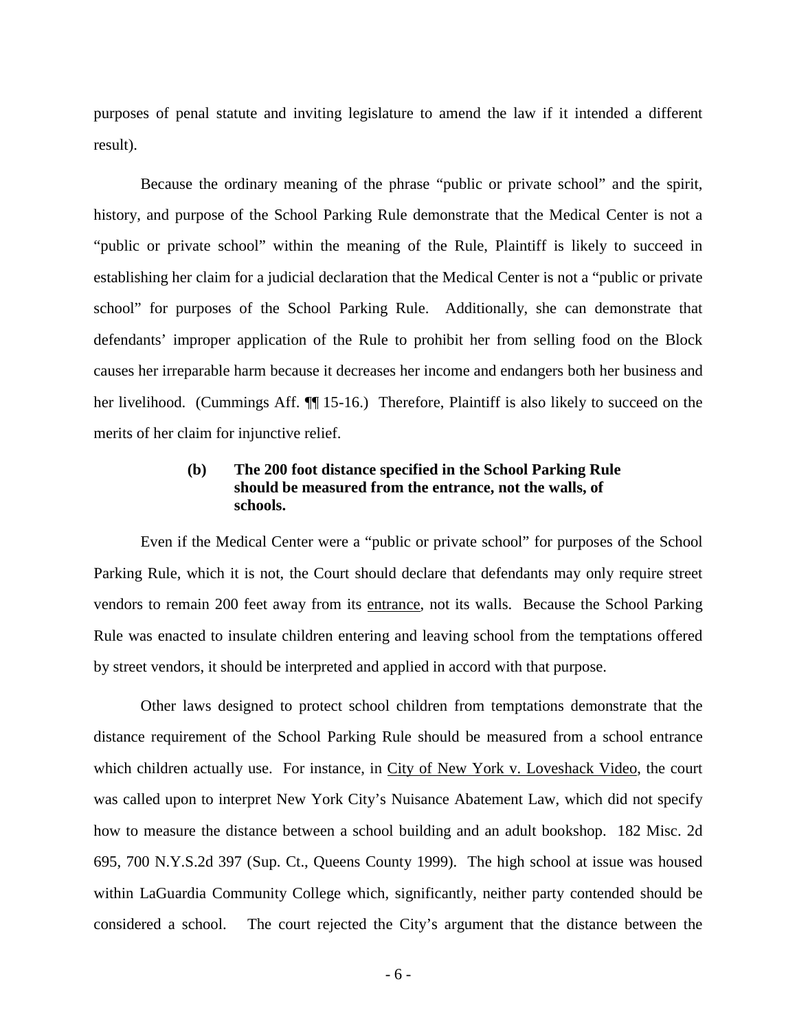purposes of penal statute and inviting legislature to amend the law if it intended a different result).

Because the ordinary meaning of the phrase "public or private school" and the spirit, history, and purpose of the School Parking Rule demonstrate that the Medical Center is not a "public or private school" within the meaning of the Rule, Plaintiff is likely to succeed in establishing her claim for a judicial declaration that the Medical Center is not a "public or private school" for purposes of the School Parking Rule. Additionally, she can demonstrate that defendants' improper application of the Rule to prohibit her from selling food on the Block causes her irreparable harm because it decreases her income and endangers both her business and her livelihood. (Cummings Aff. ¶¶ 15-16.) Therefore, Plaintiff is also likely to succeed on the merits of her claim for injunctive relief.

### (b) The 200 foot distance specified in the School Parking Rule should be measured from the entrance, not the walls, of schools.

Even if the Medical Center were a "public or private school" for purposes of the School Parking Rule, which it is not, the Court should declare that defendants may only require street vendors to remain 200 feet away from its entrance, not its walls. Because the School Parking Rule was enacted to insulate children entering and leaving school from the temptations offered by street vendors, it should be interpreted and applied in accord with that purpose.

Other laws designed to protect school children from temptations demonstrate that the distance requirement of the School Parking Rule should be measured from a school entrance which children actually use. For instance, in City of New York v. Loveshack Video, the court was called upon to interpret New York City's Nuisance Abatement Law, which did not specify how to measure the distance between a school building and an adult bookshop. 182 Misc. 2d 695, 700 N.Y.S.2d 397 (Sup. Ct., Queens County 1999). The high school at issue was housed within LaGuardia Community College which, significantly, neither party contended should be considered a school. The court rejected the City's argument that the distance between the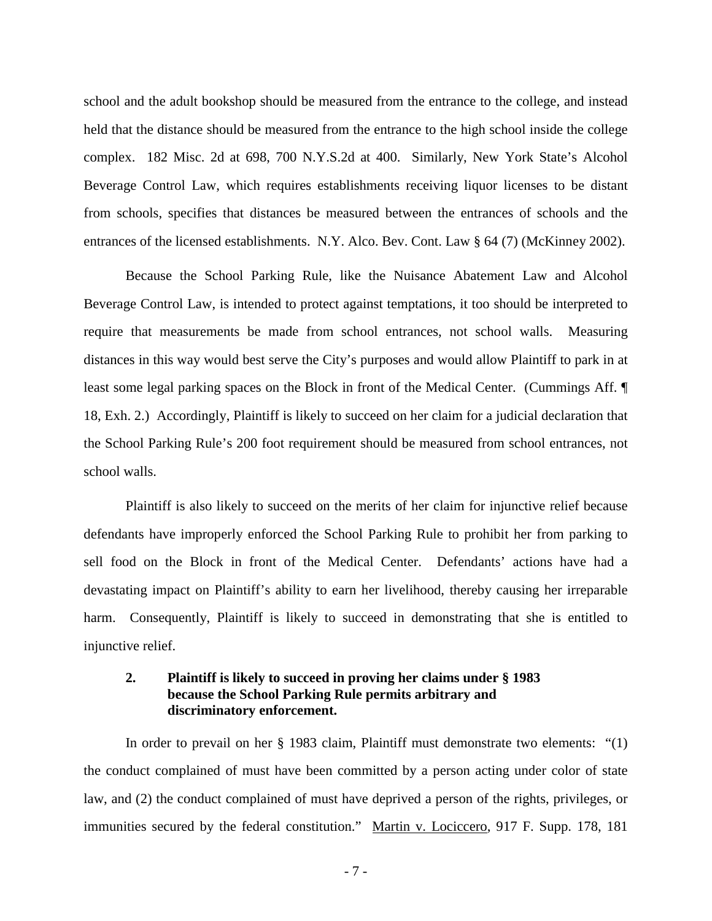school and the adult bookshop should be measured from the entrance to the college, and instead held that the distance should be measured from the entrance to the high school inside the college complex. 182 Misc. 2d at 698, 700 N.Y.S.2d at 400. Similarly, New York State's Alcohol Beverage Control Law, which requires establishments receiving liquor licenses to be distant from schools, specifies that distances be measured between the entrances of schools and the entrances of the licensed establishments. N.Y. Alco. Bev. Cont. Law § 64 (7) (McKinney 2002).

Because the School Parking Rule, like the Nuisance Abatement Law and Alcohol Beverage Control Law, is intended to protect against temptations, it too should be interpreted to require that measurements be made from school entrances, not school walls. Measuring distances in this way would best serve the City's purposes and would allow Plaintiff to park in at least some legal parking spaces on the Block in front of the Medical Center. (Cummings Aff. ¶ 18, Exh. 2.) Accordingly, Plaintiff is likely to succeed on her claim for a judicial declaration that the School Parking Rule's 200 foot requirement should be measured from school entrances, not school walls.

Plaintiff is also likely to succeed on the merits of her claim for injunctive relief because defendants have improperly enforced the School Parking Rule to prohibit her from parking to sell food on the Block in front of the Medical Center. Defendants' actions have had a devastating impact on Plaintiff's ability to earn her livelihood, thereby causing her irreparable harm. Consequently, Plaintiff is likely to succeed in demonstrating that she is entitled to injunctive relief.

**2. Plaintiff is likely to succeed in proving her claims under § 1983 because the School Parking Rule permits arbitrary and discriminatory enforcement.**

In order to prevail on her § 1983 claim, Plaintiff must demonstrate two elements: "(1) the conduct complained of must have been committed by a person acting under color of state law, and (2) the conduct complained of must have deprived a person of the rights, privileges, or immunities secured by the federal constitution." Martin v. Lociccero, 917 F. Supp. 178, 181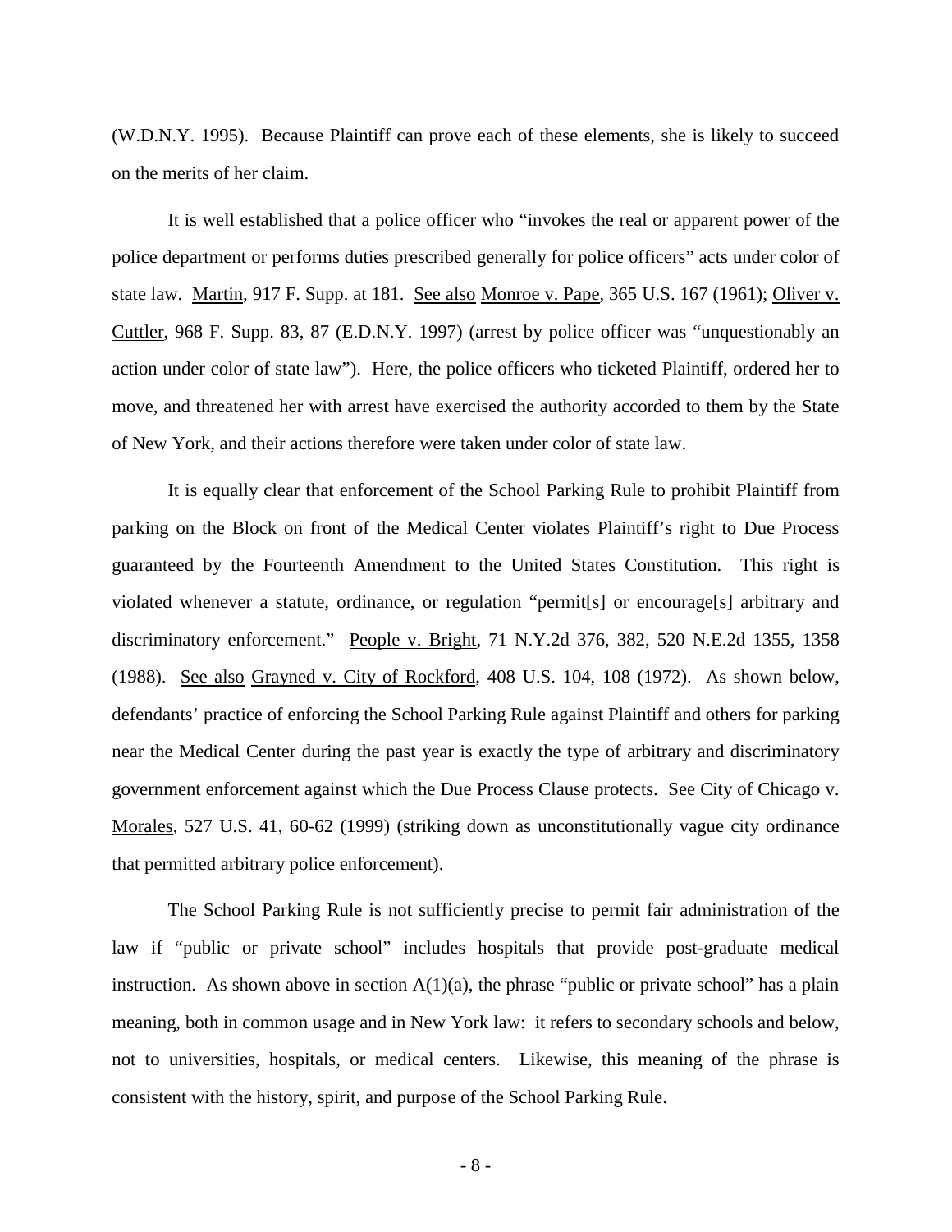(W.D.N.Y. 1995). Because Plaintiff can prove each of these elements, she is likely to succeed on the merits of her claim.

It is well established that a police officer who "invokes the real or apparent power of the police department or performs duties prescribed generally for police officers" acts under color of state law. Martin, 917 F. Supp. at 181. See also Monroe v. Pape, 365 U.S. 167 (1961); Oliver v. Cuttler, 968 F. Supp. 83, 87 (E.D.N.Y. 1997) (arrest by police officer was "unquestionably an action under color of state law"). Here, the police officers who ticketed Plaintiff, ordered her to move, and threatened her with arrest have exercised the authority accorded to them by the State of New York, and their actions therefore were taken under color of state law.

It is equally clear that enforcement of the School Parking Rule to prohibit Plaintiff from parking on the Block on front of the Medical Center violates Plaintiff's right to Due Process guaranteed by the Fourteenth Amendment to the United States Constitution. This right is violated whenever a statute, ordinance, or regulation "permit[s] or encourage[s] arbitrary and discriminatory enforcement." People v. Bright, 71 N.Y.2d 376, 382, 520 N.E.2d 1355, 1358 (1988). See also Grayned v. City of Rockford, 408 U.S. 104, 108 (1972). As shown below, defendants' practice of enforcing the School Parking Rule against Plaintiff and others for parking near the Medical Center during the past year is exactly the type of arbitrary and discriminatory government enforcement against which the Due Process Clause protects. See City of Chicago v. Morales, 527 U.S. 41, 60-62 (1999) (striking down as unconstitutionally vague city ordinance that permitted arbitrary police enforcement).

The School Parking Rule is not sufficiently precise to permit fair administration of the law if "public or private school" includes hospitals that provide post-graduate medical instruction. As shown above in section A(1)(a), the phrase "public or private school" has a plain meaning, both in common usage and in New York law: it refers to secondary schools and below, not to universities, hospitals, or medical centers. Likewise, this meaning of the phrase is consistent with the history, spirit, and purpose of the School Parking Rule.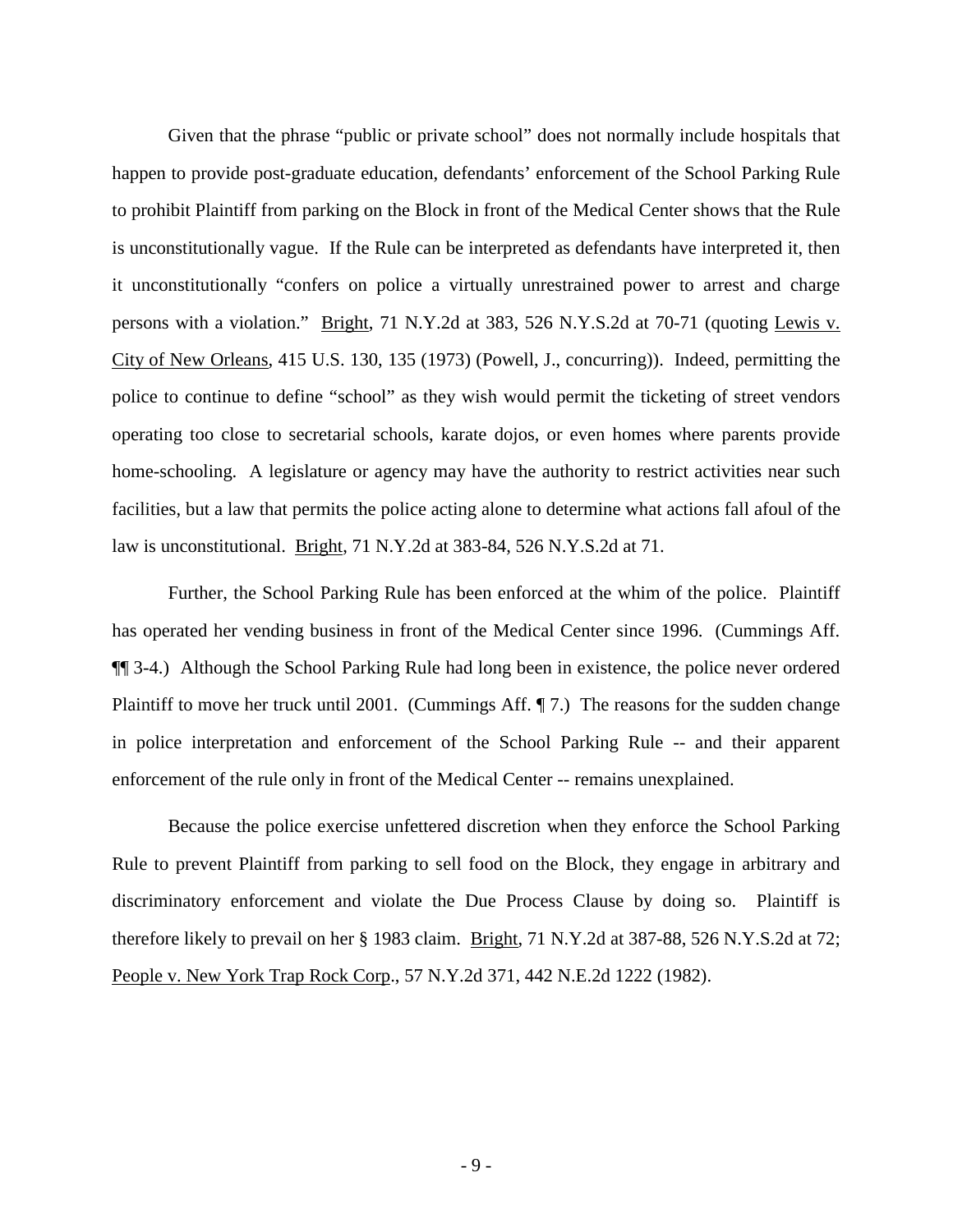Given that the phrase "public or private school" does not normally include hospitals that happen to provide post-graduate education, defendants' enforcement of the School Parking Rule to prohibit Plaintiff from parking on the Block in front of the Medical Center shows that the Rule is unconstitutionally vague. If the Rule can be interpreted as defendants have interpreted it, then it unconstitutionally "confers on police a virtually unrestrained power to arrest and charge persons with a violation." Bright, 71 N.Y.2d at 383, 526 N.Y.S.2d at 70-71 (quoting Lewis v. City of New Orleans, 415 U.S. 130, 135 (1973) (Powell, J., concurring)). Indeed, permitting the police to continue to define "school" as they wish would permit the ticketing of street vendors operating too close to secretarial schools, karate dojos, or even homes where parents provide home-schooling. A legislature or agency may have the authority to restrict activities near such facilities, but a law that permits the police acting alone to determine what actions fall afoul of the law is unconstitutional. Bright, 71 N.Y.2d at 383-84, 526 N.Y.S.2d at 71.

Further, the School Parking Rule has been enforced at the whim of the police. Plaintiff has operated her vending business in front of the Medical Center since 1996. (Cummings Aff. ¶¶ 3-4.) Although the School Parking Rule had long been in existence, the police never ordered Plaintiff to move her truck until 2001. (Cummings Aff. ¶ 7.) The reasons for the sudden change in police interpretation and enforcement of the School Parking Rule -- and their apparent enforcement of the rule only in front of the Medical Center -- remains unexplained.

Because the police exercise unfettered discretion when they enforce the School Parking Rule to prevent Plaintiff from parking to sell food on the Block, they engage in arbitrary and discriminatory enforcement and violate the Due Process Clause by doing so. Plaintiff is therefore likely to prevail on her § 1983 claim. Bright, 71 N.Y.2d at 387-88, 526 N.Y.S.2d at 72; People v. New York Trap Rock Corp., 57 N.Y.2d 371, 442 N.E.2d 1222 (1982).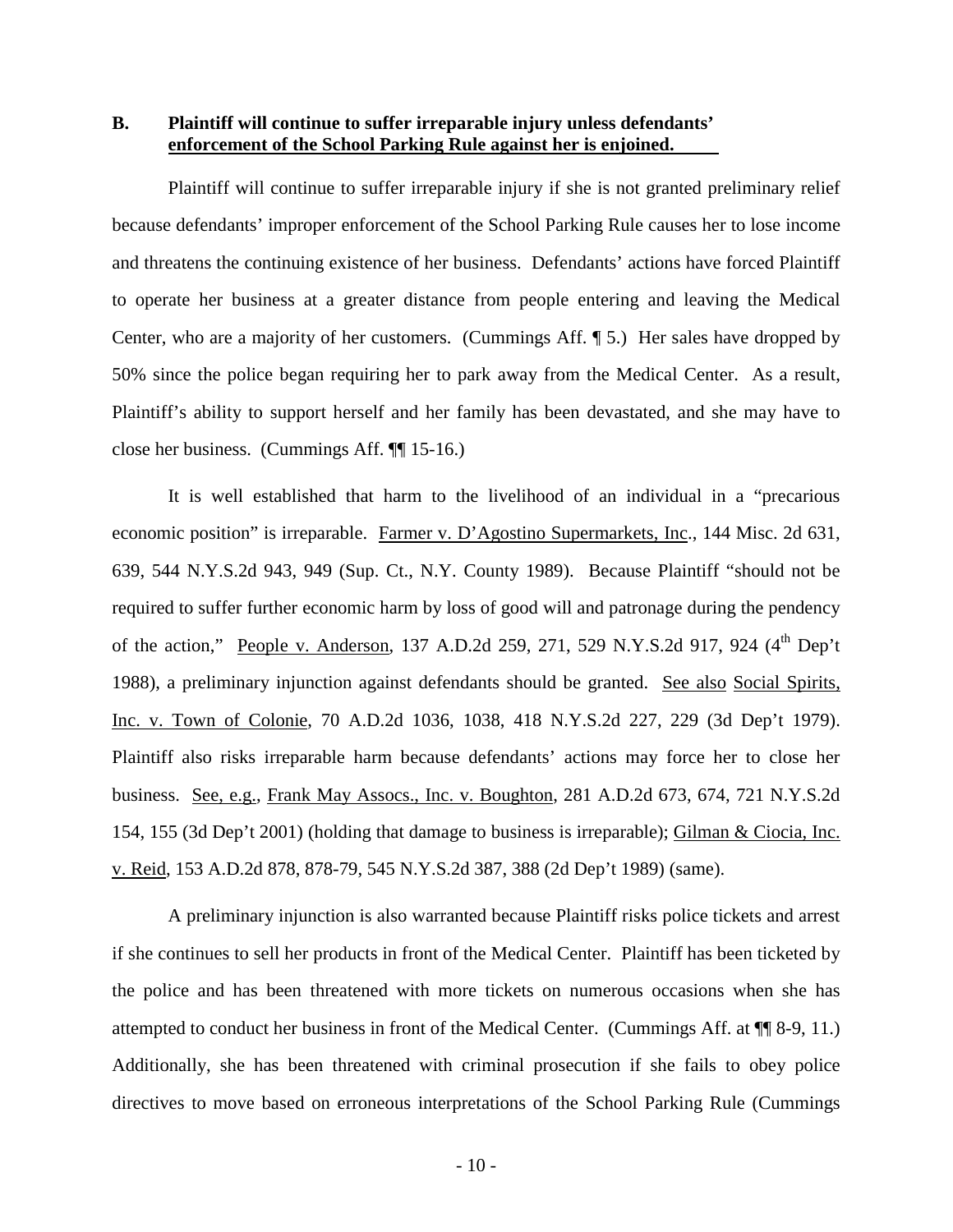**B. Plaintiff will continue to suffer irreparable injury unless defendants' enforcement of the School Parking Rule against her is enjoined.**

Plaintiff will continue to suffer irreparable injury if she is not granted preliminary relief because defendants' improper enforcement of the School Parking Rule causes her to lose income and threatens the continuing existence of her business. Defendants' actions have forced Plaintiff to operate her business at a greater distance from people entering and leaving the Medical Center, who are a majority of her customers. (Cummings Aff. ¶ 5.) Her sales have dropped by 50% since the police began requiring her to park away from the Medical Center. As a result, Plaintiff's ability to support herself and her family has been devastated, and she may have to close her business. (Cummings Aff. ¶¶ 15-16.)

It is well established that harm to the livelihood of an individual in a "precarious economic position" is irreparable. Farmer v. D'Agostino Supermarkets, Inc., 144 Misc. 2d 631, 639, 544 N.Y.S.2d 943, 949 (Sup. Ct., N.Y. County 1989). Because Plaintiff "should not be required to suffer further economic harm by loss of good will and patronage during the pendency of the action," People v. Anderson, 137 A.D.2d 259, 271, 529 N.Y.S.2d 917, 924 (4th Dep't 1988), a preliminary injunction against defendants should be granted. See also Social Spirits, Inc. v. Town of Colonie, 70 A.D.2d 1036, 1038, 418 N.Y.S.2d 227, 229 (3d Dep't 1979). Plaintiff also risks irreparable harm because defendants' actions may force her to close her business. See, e.g., Frank May Assocs., Inc. v. Boughton, 281 A.D.2d 673, 674, 721 N.Y.S.2d 154, 155 (3d Dep't 2001) (holding that damage to business is irreparable); Gilman & Ciocia, Inc. v. Reid, 153 A.D.2d 878, 878-79, 545 N.Y.S.2d 387, 388 (2d Dep't 1989) (same).

A preliminary injunction is also warranted because Plaintiff risks police tickets and arrest if she continues to sell her products in front of the Medical Center. Plaintiff has been ticketed by the police and has been threatened with more tickets on numerous occasions when she has attempted to conduct her business in front of the Medical Center. (Cummings Aff. at ¶¶ 8-9, 11.) Additionally, she has been threatened with criminal prosecution if she fails to obey police directives to move based on erroneous interpretations of the School Parking Rule (Cummings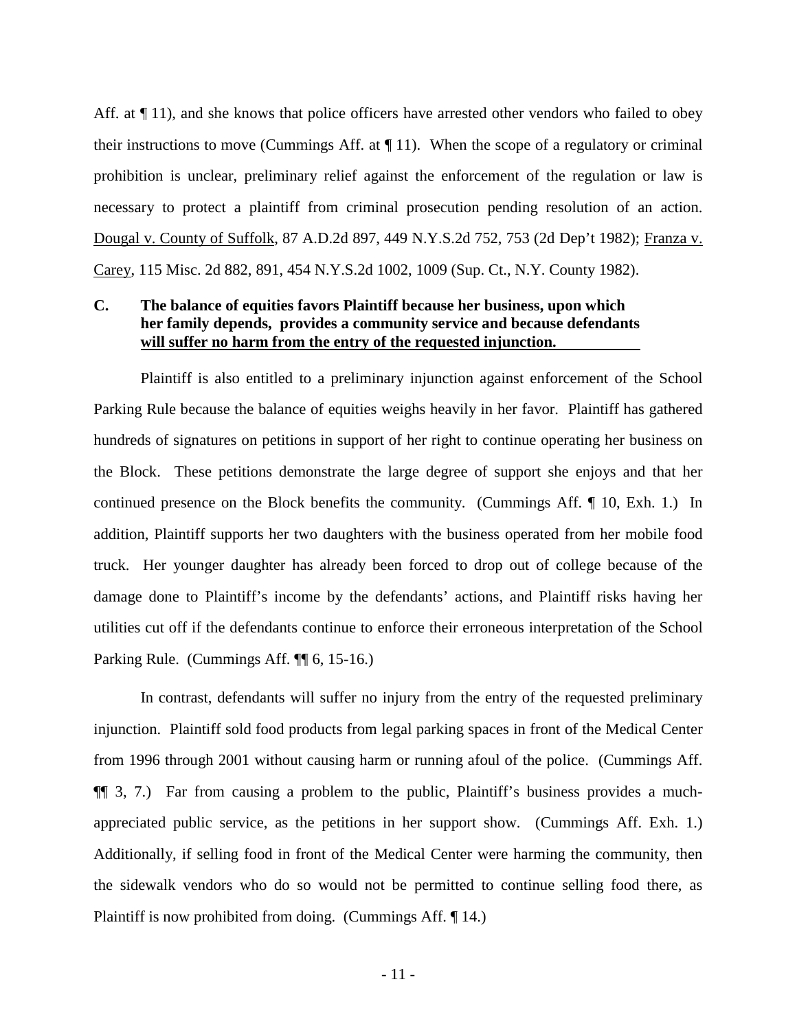Aff. at ¶ 11), and she knows that police officers have arrested other vendors who failed to obey their instructions to move (Cummings Aff. at ¶ 11). When the scope of a regulatory or criminal prohibition is unclear, preliminary relief against the enforcement of the regulation or law is necessary to protect a plaintiff from criminal prosecution pending resolution of an action. Dougal v. County of Suffolk, 87 A.D.2d 897, 449 N.Y.S.2d 752, 753 (2d Dep't 1982); Franza v. Carey, 115 Misc. 2d 882, 891, 454 N.Y.S.2d 1002, 1009 (Sup. Ct., N.Y. County 1982).

### C. The balance of equities favors Plaintiff because her business, upon which her family depends, provides a community service and because defendants will suffer no harm from the entry of the requested injunction.

Plaintiff is also entitled to a preliminary injunction against enforcement of the School Parking Rule because the balance of equities weighs heavily in her favor. Plaintiff has gathered hundreds of signatures on petitions in support of her right to continue operating her business on the Block. These petitions demonstrate the large degree of support she enjoys and that her continued presence on the Block benefits the community. (Cummings Aff. ¶ 10, Exh. 1.) In addition, Plaintiff supports her two daughters with the business operated from her mobile food truck. Her younger daughter has already been forced to drop out of college because of the damage done to Plaintiff's income by the defendants' actions, and Plaintiff risks having her utilities cut off if the defendants continue to enforce their erroneous interpretation of the School Parking Rule. (Cummings Aff. ¶¶ 6, 15-16.)

In contrast, defendants will suffer no injury from the entry of the requested preliminary injunction. Plaintiff sold food products from legal parking spaces in front of the Medical Center from 1996 through 2001 without causing harm or running afoul of the police. (Cummings Aff. ¶¶ 3, 7.) Far from causing a problem to the public, Plaintiff's business provides a much-appreciated public service, as the petitions in her support show. (Cummings Aff. Exh. 1.) Additionally, if selling food in front of the Medical Center were harming the community, then the sidewalk vendors who do so would not be permitted to continue selling food there, as Plaintiff is now prohibited from doing. (Cummings Aff. ¶ 14.)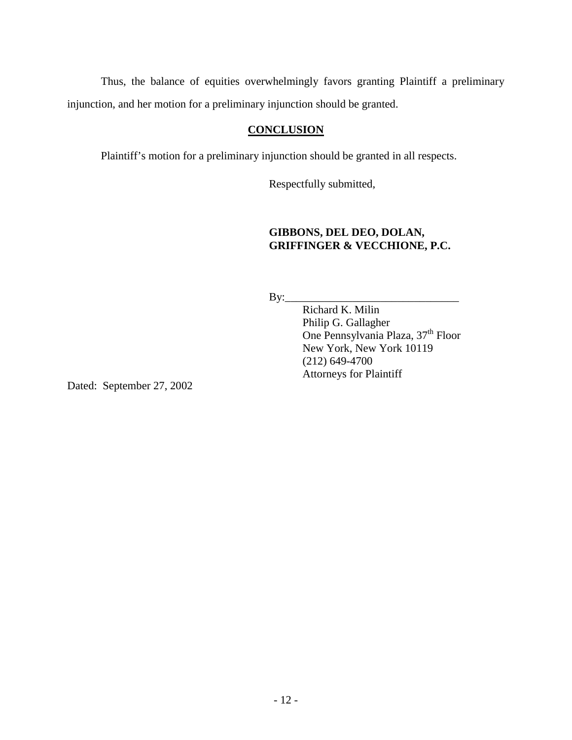Thus, the balance of equities overwhelmingly favors granting Plaintiff a preliminary injunction, and her motion for a preliminary injunction should be granted.

## CONCLUSION

Plaintiff's motion for a preliminary injunction should be granted in all respects.

Respectfully submitted,

**GIBBONS, DEL DEO, DOLAN, GRIFFINGER & VECCHIONE, P.C.**

By:______________________________

Richard K. Milin
Philip G. Gallagher
One Pennsylvania Plaza, 37th Floor
New York, New York 10119
(212) 649-4700
Attorneys for Plaintiff

Dated: September 27, 2002